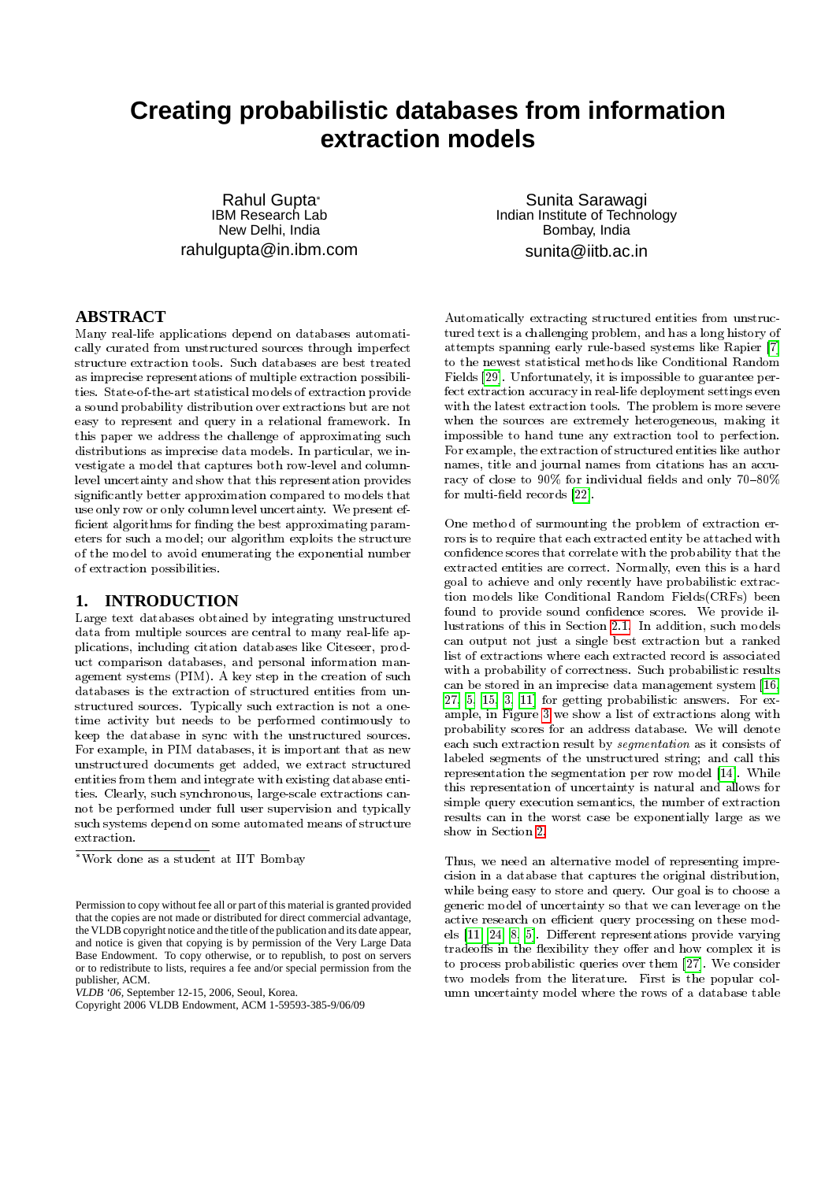# Creating probabilistic databases from information extraction models

Rahul Gupta*
IBM Research Lab
New Delhi, India
rahulgupta@in.ibm.com

Sunita Sarawagi
Indian Institute of Technology
Bombay, India
sunita@iitb.ac.in

## ABSTRACT

Many real-life applications depend on databases automatically curated from unstructured sources through imperfect structure extraction tools. Such databases are best treated as imprecise representations of multiple extraction possibilities. State-of-the-art statistical models of extraction provide a sound probability distribution over extractions but are not easy to represent and query in a relational framework. In this paper we address the challenge of approximating such distributions as imprecise data models. In particular, we investigate a model that captures both row-level and column-level uncertainty and show that this representation provides significantly better approximation compared to models that use only row or only column level uncertainty. We present efficient algorithms for finding the best approximating parameters for such a model; our algorithm exploits the structure of the model to avoid enumerating the exponential number of extraction possibilities.

## 1. INTRODUCTION

Large text databases obtained by integrating unstructured data from multiple sources are central to many real-life applications, including citation databases like Citeseer, product comparison databases, and personal information management systems (PIM). A key step in the creation of such databases is the extraction of structured entities from unstructured sources. Typically such extraction is not a one-time activity but needs to be performed continuously to keep the database in sync with the unstructured sources. For example, in PIM databases, it is important that as new unstructured documents get added, we extract structured entities from them and integrate with existing database entities. Clearly, such synchronous, large-scale extractions cannot be performed under full user supervision and typically such systems depend on some automated means of structure extraction.

Automatically extracting structured entities from unstructured text is a challenging problem, and has a long history of attempts spanning early rule-based systems like Rapier [7] to the newest statistical methods like Conditional Random Fields [29]. Unfortunately, it is impossible to guarantee perfect extraction accuracy in real-life deployment settings even with the latest extraction tools. The problem is more severe when the sources are extremely heterogeneous, making it impossible to hand tune any extraction tool to perfection. For example, the extraction of structured entities like author names, title and journal names from citations has an accuracy of close to 90% for individual fields and only 70–80% for multi-field records [22].

One method of surmounting the problem of extraction errors is to require that each extracted entity be attached with confidence scores that correlate with the probability that the extracted entities are correct. Normally, even this is a hard goal to achieve and only recently have probabilistic extraction models like Conditional Random Fields(CRFs) been found to provide sound confidence scores. We provide illustrations of this in Section 2.1. In addition, such models can output not just a single best extraction but a ranked list of extractions where each extracted record is associated with a probability of correctness. Such probabilistic results can be stored in an imprecise data management system [16, 27, 5, 15, 3, 11] for getting probabilistic answers. For example, in Figure 3 we show a list of extractions along with probability scores for an address database. We will denote each such extraction result by *segmentation* as it consists of labeled segments of the unstructured string; and call this representation the segmentation per row model [14]. While this representation of uncertainty is natural and allows for simple query execution semantics, the number of extraction results can in the worst case be exponentially large as we show in Section 2.

Thus, we need an alternative model of representing imprecision in a database that captures the original distribution, while being easy to store and query. Our goal is to choose a generic model of uncertainty so that we can leverage on the active research on efficient query processing on these models [11, 24, 8, 5]. Different representations provide varying tradeoffs in the flexibility they offer and how complex it is to process probabilistic queries over them [27]. We consider two models from the literature. First is the popular column uncertainty model where the rows of a database table

*Work done as a student at IIT Bombay

Permission to copy without fee all or part of this material is granted provided that the copies are not made or distributed for direct commercial advantage, the VLDB copyright notice and the title of the publication and its date appear, and notice is given that copying is by permission of the Very Large Data Base Endowment. To copy otherwise, or to republish, to post on servers or to redistribute to lists, requires a fee and/or special permission from the publisher, ACM.
*VLDB '06*, September 12-15, 2006, Seoul, Korea.
Copyright 2006 VLDB Endowment, ACM 1-59593-385-9/06/09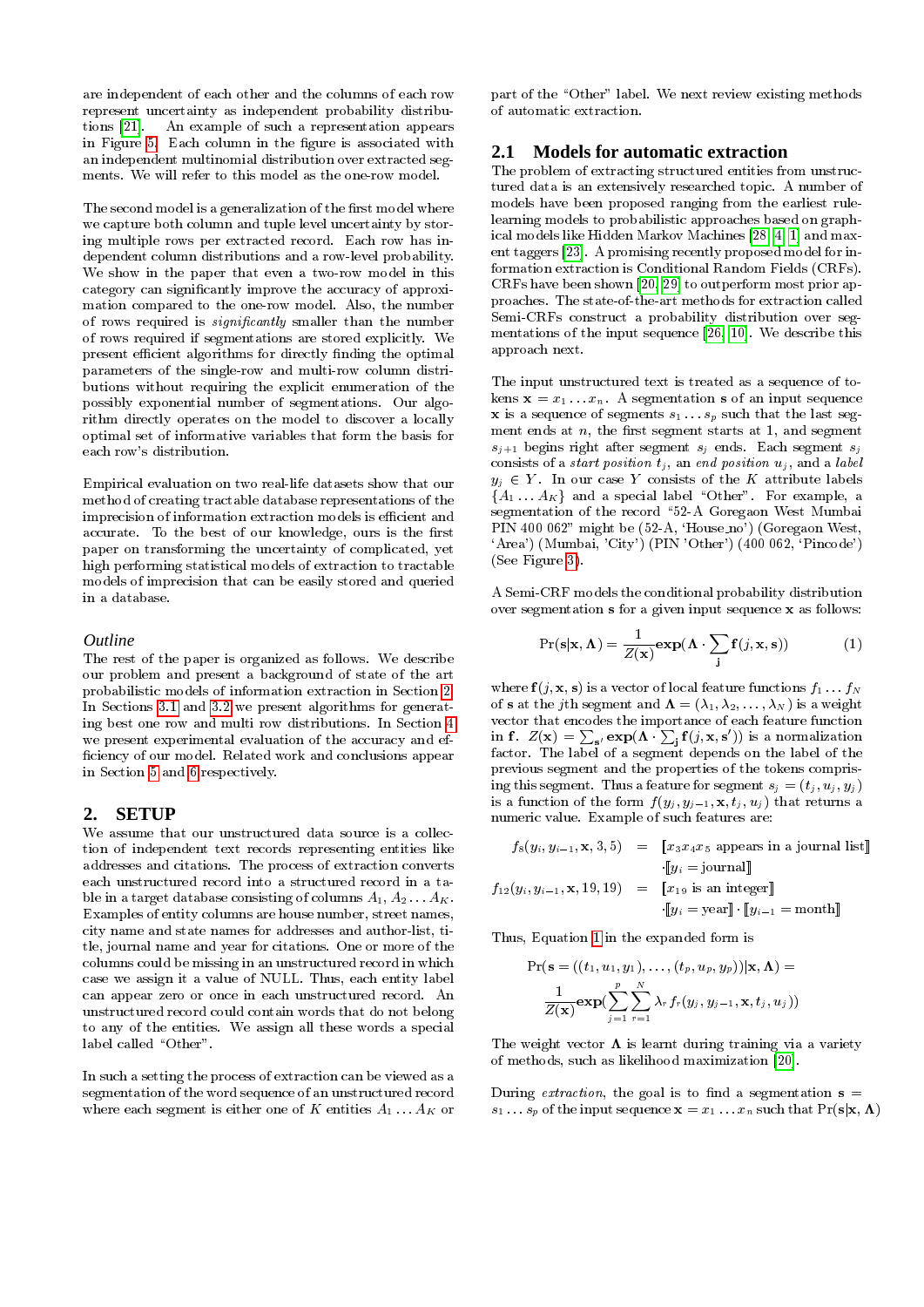are independent of each other and the columns of each row represent uncertainty as independent probability distributions [21]. An example of such a representation appears in Figure 5. Each column in the figure is associated with an independent multinomial distribution over extracted segments. We will refer to this model as the one-row model.

The second model is a generalization of the first model where we capture both column and tuple level uncertainty by storing multiple rows per extracted record. Each row has independent column distributions and a row-level probability. We show in the paper that even a two-row model in this category can significantly improve the accuracy of approximation compared to the one-row model. Also, the number of rows required is *significantly* smaller than the number of rows required if segmentations are stored explicitly. We present efficient algorithms for directly finding the optimal parameters of the single-row and multi-row column distributions without requiring the explicit enumeration of the possibly exponential number of segmentations. Our algorithm directly operates on the model to discover a locally optimal set of informative variables that form the basis for each row's distribution.

Empirical evaluation on two real-life datasets show that our method of creating tractable database representations of the imprecision of information extraction models is efficient and accurate. To the best of our knowledge, ours is the first paper on transforming the uncertainty of complicated, yet high performing statistical models of extraction to tractable models of imprecision that can be easily stored and queried in a database.

### *Outline*

The rest of the paper is organized as follows. We describe our problem and present a background of state of the art probabilistic models of information extraction in Section 2. In Sections 3.1 and 3.2 we present algorithms for generating best one row and multi row distributions. In Section 4 we present experimental evaluation of the accuracy and efficiency of our model. Related work and conclusions appear in Section 5 and 6 respectively.

## 2. SETUP

We assume that our unstructured data source is a collection of independent text records representing entities like addresses and citations. The process of extraction converts each unstructured record into a structured record in a table in a target database consisting of columns $A_1, A_2 \dots A_K$. Examples of entity columns are house number, street names, city name and state names for addresses and author-list, title, journal name and year for citations. One or more of the columns could be missing in an unstructured record in which case we assign it a value of NULL. Thus, each entity label can appear zero or once in each unstructured record. An unstructured record could contain words that do not belong to any of the entities. We assign all these words a special label called "Other".

In such a setting the process of extraction can be viewed as a segmentation of the word sequence of an unstructured record where each segment is either one of $K$ entities $A_1 \dots A_K$ or part of the "Other" label. We next review existing methods of automatic extraction.

### 2.1 Models for automatic extraction

The problem of extracting structured entities from unstructured data is an extensively researched topic. A number of models have been proposed ranging from the earliest rule-learning models to probabilistic approaches based on graphical models like Hidden Markov Machines [28, 4, 1] and max-ent taggers [23]. A promising recently proposed model for information extraction is Conditional Random Fields (CRFs). CRFs have been shown [20, 29] to outperform most prior approaches. The state-of-the-art methods for extraction called Semi-CRFs construct a probability distribution over segmentations of the input sequence [26, 10]. We describe this approach next.

The input unstructured text is treated as a sequence of tokens $\mathbf{x} = x_1 \dots x_n$. A segmentation $\mathbf{s}$ of an input sequence $\mathbf{x}$ is a sequence of segments $s_1 \dots s_p$ such that the last segment ends at $n$, the first segment starts at 1, and segment $s_{j+1}$ begins right after segment $s_j$ ends. Each segment $s_j$ consists of a *start position* $t_j$, an *end position* $u_j$, and a *label* $y_j \in Y$. In our case $Y$ consists of the $K$ attribute labels $\{A_1 \dots A_K\}$ and a special label "Other". For example, a segmentation of the record "52-A Goregaon West Mumbai PIN 400 062" might be (52-A, 'House_no') (Goregaon West, 'Area') (Mumbai, 'City') (PIN 'Other') (400 062, 'Pincode') (See Figure 3).

A Semi-CRF models the conditional probability distribution over segmentation $\mathbf{s}$ for a given input sequence $\mathbf{x}$ as follows:

$$\Pr(\mathbf{s}|\mathbf{x}, \mathbf{\Lambda}) = \frac{1}{Z(\mathbf{x})}\mathbf{exp}(\mathbf{\Lambda} \cdot \sum_{\mathbf{j}} \mathbf{f}(j, \mathbf{x}, \mathbf{s})) \quad (1)$$

where $\mathbf{f}(j, \mathbf{x}, \mathbf{s})$ is a vector of local feature functions $f_1 \dots f_N$ of $\mathbf{s}$ at the $j$th segment and $\mathbf{\Lambda} = (\lambda_1, \lambda_2, \dots, \lambda_N)$ is a weight vector that encodes the importance of each feature function in $\mathbf{f}$. $Z(\mathbf{x}) = \sum_{\mathbf{s}'} \mathbf{exp}(\mathbf{\Lambda} \cdot \sum_{\mathbf{j}} \mathbf{f}(j, \mathbf{x}, \mathbf{s}'))$ is a normalization factor. The label of a segment depends on the label of the previous segment and the properties of the tokens comprising this segment. Thus a feature for segment $s_j = (t_j, u_j, y_j)$ is a function of the form $f(y_j, y_{j-1}, \mathbf{x}, t_j, u_j)$ that returns a numeric value. Example of such features are:

$$\begin{aligned}
f_8(y_i, y_{i-1}, \mathbf{x}, 3, 5) &= [\![x_3 x_4 x_5 \text{ appears in a journal list}]\!] \\
&\quad \cdot [\![y_i = \text{journal}]\!] \\
f_{12}(y_i, y_{i-1}, \mathbf{x}, 19, 19) &= [\![x_{19} \text{ is an integer}]\!] \\
&\quad \cdot [\![y_i = \text{year}]\!] \cdot [\![y_{i-1} = \text{month}]\!]
\end{aligned}$$

Thus, Equation 1 in the expanded form is

$$\Pr(\mathbf{s} = ((t_1, u_1, y_1), \dots, (t_p, u_p, y_p))|\mathbf{x}, \mathbf{\Lambda}) =$$
$$\frac{1}{Z(\mathbf{x})}\mathbf{exp}(\sum_{j=1}^{p} \sum_{r=1}^{N} \lambda_r f_r(y_j, y_{j-1}, \mathbf{x}, t_j, u_j))$$

The weight vector $\mathbf{\Lambda}$ is learnt during training via a variety of methods, such as likelihood maximization [20].

During *extraction*, the goal is to find a segmentation $\mathbf{s} = s_1 \dots s_p$ of the input sequence $\mathbf{x} = x_1 \dots x_n$ such that $\Pr(\mathbf{s}|\mathbf{x}, \mathbf{\Lambda})$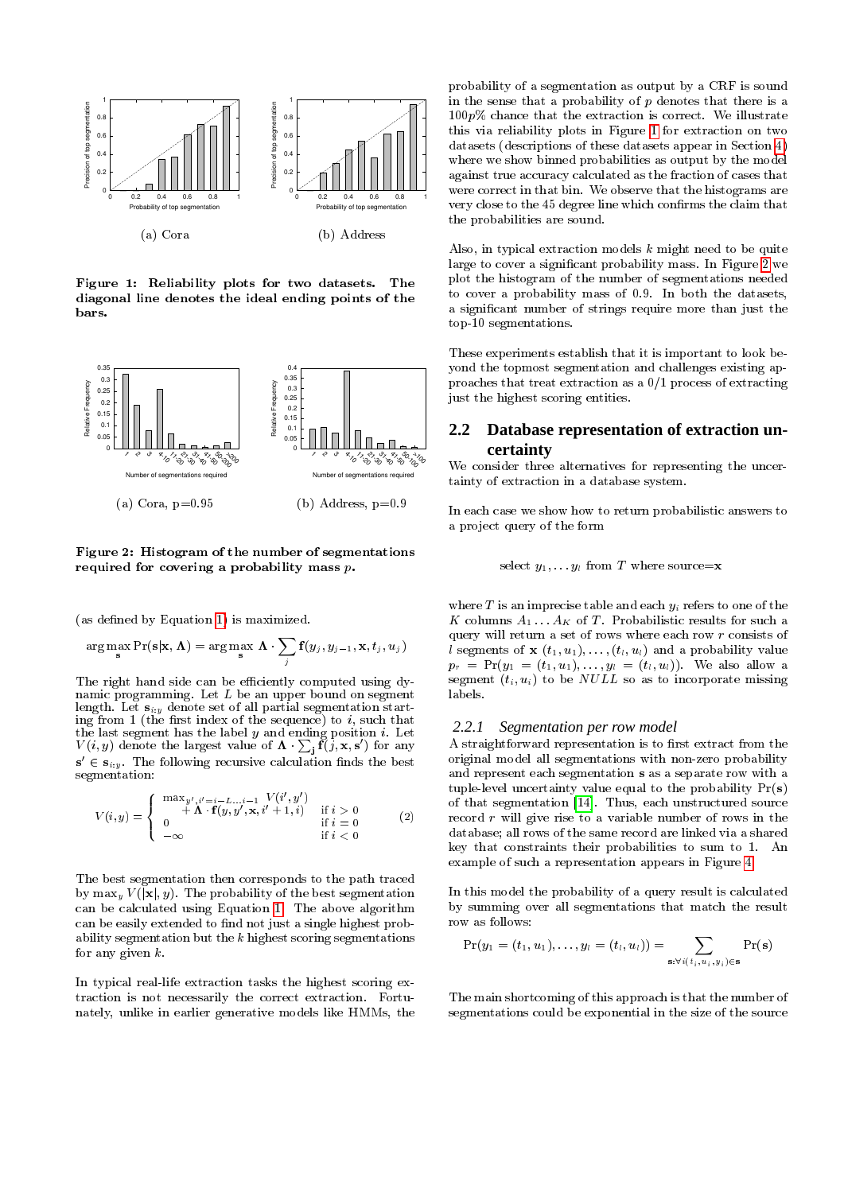(a) Cora

(b) Address

**Figure 1: Reliability plots for two datasets. The diagonal line denotes the ideal ending points of the bars.**

(a) Cora, p=0.95

(b) Address, p=0.9

**Figure 2: Histogram of the number of segmentations required for covering a probability mass $p$.**

(as defined by Equation 1) is maximized.

$$\arg\max_{\mathbf{s}} \Pr(\mathbf{s}|\mathbf{x}, \mathbf{\Lambda}) = \arg\max_{\mathbf{s}} \mathbf{\Lambda} \cdot \sum_{j} \mathbf{f}(y_j, y_{j-1}, \mathbf{x}, t_j, u_j)$$

The right hand side can be efficiently computed using dynamic programming. Let $L$ be an upper bound on segment length. Let $\mathbf{s}_{i:y}$ denote set of all partial segmentation starting from 1 (the first index of the sequence) to $i$, such that the last segment has the label $y$ and ending position $i$. Let $V(i, y)$ denote the largest value of $\mathbf{\Lambda} \cdot \sum_{\mathbf{j}} \mathbf{f}(j, \mathbf{x}, \mathbf{s}')$ for any $\mathbf{s}' \in \mathbf{s}_{i:y}$. The following recursive calculation finds the best segmentation:

$$V(i, y) = \begin{cases} \max_{y', i'=i-L\ldots i-1} V(i', y') \\ \quad + \mathbf{\Lambda} \cdot \mathbf{f}(y, y', \mathbf{x}, i'+1, i) & \text{if } i > 0 \\ 0 & \text{if } i = 0 \\ -\infty & \text{if } i < 0 \end{cases} \tag{2}$$

The best segmentation then corresponds to the path traced by $\max_y V(|\mathbf{x}|, y)$. The probability of the best segmentation can be calculated using Equation 1. The above algorithm can be easily extended to find not just a single highest probability segmentation but the $k$ highest scoring segmentations for any given $k$.

In typical real-life extraction tasks the highest scoring extraction is not necessarily the correct extraction. Fortunately, unlike in earlier generative models like HMMs, the probability of a segmentation as output by a CRF is sound in the sense that a probability of $p$ denotes that there is a $100p\%$ chance that the extraction is correct. We illustrate this via reliability plots in Figure 1 for extraction on two datasets (descriptions of these datasets appear in Section 4) where we show binned probabilities as output by the model against true accuracy calculated as the fraction of cases that were correct in that bin. We observe that the histograms are very close to the 45 degree line which confirms the claim that the probabilities are sound.

Also, in typical extraction models $k$ might need to be quite large to cover a significant probability mass. In Figure 2 we plot the histogram of the number of segmentations needed to cover a probability mass of 0.9. In both the datasets, a significant number of strings require more than just the top-10 segmentations.

These experiments establish that it is important to look beyond the topmost segmentation and challenges existing approaches that treat extraction as a 0/1 process of extracting just the highest scoring entities.

## 2.2 Database representation of extraction uncertainty

We consider three alternatives for representing the uncertainty of extraction in a database system.

In each case we show how to return probabilistic answers to a project query of the form

select $y_1, \ldots y_l$ from $T$ where source=$\mathbf{x}$

where $T$ is an imprecise table and each $y_i$ refers to one of the $K$ columns $A_1 \ldots A_K$ of $T$. Probabilistic results for such a query will return a set of rows where each row $r$ consists of $l$ segments of $\mathbf{x}$ $(t_1, u_1), \ldots, (t_l, u_l)$ and a probability value $p_r = \Pr(y_1 = (t_1, u_1), \ldots, y_l = (t_l, u_l))$. We also allow a segment $(t_i, u_i)$ to be $NULL$ so as to incorporate missing labels.

### 2.2.1 *Segmentation per row model*

A straightforward representation is to first extract from the original model all segmentations with non-zero probability and represent each segmentation $\mathbf{s}$ as a separate row with a tuple-level uncertainty value equal to the probability $\Pr(\mathbf{s})$ of that segmentation [14]. Thus, each unstructured source record $r$ will give rise to a variable number of rows in the database; all rows of the same record are linked via a shared key that constraints their probabilities to sum to 1. An example of such a representation appears in Figure 4.

In this model the probability of a query result is calculated by summing over all segmentations that match the result row as follows:

$$\Pr(y_1 = (t_1, u_1), \ldots, y_l = (t_l, u_l)) = \sum_{\mathbf{s}: \forall (t_i, u_i, y_i) \in \mathbf{s}} \Pr(\mathbf{s})$$

The main shortcoming of this approach is that the number of segmentations could be exponential in the size of the source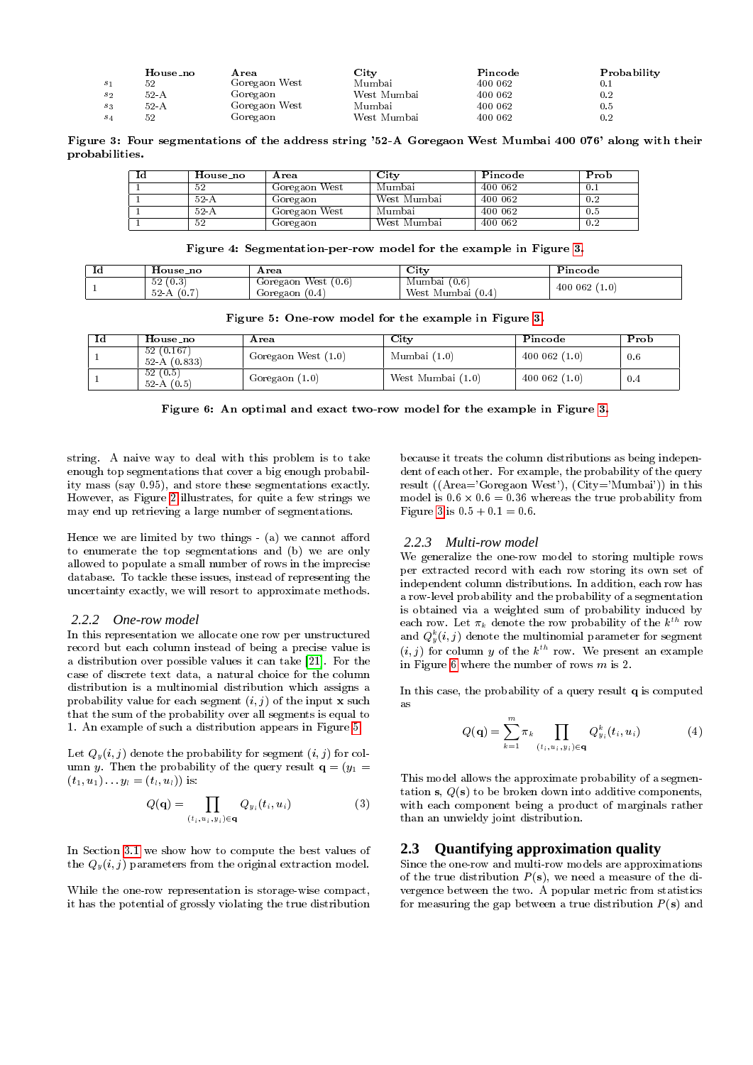| | House_no | Area | City | Pincode | Probability |
|---|---|---|---|---|---|
| $s_1$ | 52 | Goregaon West | Mumbai | 400 062 | 0.1 |
| $s_2$ | 52-A | Goregaon | West Mumbai | 400 062 | 0.2 |
| $s_3$ | 52-A | Goregaon West | Mumbai | 400 062 | 0.5 |
| $s_4$ | 52 | Goregaon | West Mumbai | 400 062 | 0.2 |

**Figure 3: Four segmentations of the address string '52-A Goregaon West Mumbai 400 076' along with their probabilities.**

| Id | House_no | Area | City | Pincode | Prob |
|---|---|---|---|---|---|
| 1 | 52 | Goregaon West | Mumbai | 400 062 | 0.1 |
| 1 | 52-A | Goregaon | West Mumbai | 400 062 | 0.2 |
| 1 | 52-A | Goregaon West | Mumbai | 400 062 | 0.5 |
| 1 | 52 | Goregaon | West Mumbai | 400 062 | 0.2 |

**Figure 4: Segmentation-per-row model for the example in Figure 3.**

| Id | House_no | Area | City | Pincode |
|---|---|---|---|---|
| 1 | 52 (0.3)<br>52-A (0.7) | Goregaon West (0.6)<br>Goregaon (0.4) | Mumbai (0.6)<br>West Mumbai (0.4) | 400 062 (1.0) |

**Figure 5: One-row model for the example in Figure 3.**

| Id | House_no | Area | City | Pincode | Prob |
|---|---|---|---|---|---|
| 1 | 52 (0.167)<br>52-A (0.833) | Goregaon West (1.0) | Mumbai (1.0) | 400 062 (1.0) | 0.6 |
| 1 | 52 (0.5)<br>52-A (0.5) | Goregaon (1.0) | West Mumbai (1.0) | 400 062 (1.0) | 0.4 |

**Figure 6: An optimal and exact two-row model for the example in Figure 3.**

string. A naive way to deal with this problem is to take enough top segmentations that cover a big enough probability mass (say 0.95), and store these segmentations exactly. However, as Figure 2 illustrates, for quite a few strings we may end up retrieving a large number of segmentations.

Hence we are limited by two things - (a) we cannot afford to enumerate the top segmentations and (b) we are only allowed to populate a small number of rows in the imprecise database. To tackle these issues, instead of representing the uncertainty exactly, we will resort to approximate methods.

### 2.2.2 One-row model

In this representation we allocate one row per unstructured record but each column instead of being a precise value is a distribution over possible values it can take [21]. For the case of discrete text data, a natural choice for the column distribution is a multinomial distribution which assigns a probability value for each segment $(i, j)$ of the input $\mathbf{x}$ such that the sum of the probability over all segments is equal to 1. An example of such a distribution appears in Figure 5.

Let $Q_y(i, j)$ denote the probability for segment $(i, j)$ for column $y$. Then the probability of the query result $\mathbf{q} = (y_1 = (t_1, u_1) \ldots y_l = (t_l, u_l))$ is:

$$Q(\mathbf{q}) = \prod_{(t_i, u_i, y_i) \in \mathbf{q}} Q_{y_i}(t_i, u_i) \tag{3}$$

In Section 3.1 we show how to compute the best values of the $Q_y(i, j)$ parameters from the original extraction model.

While the one-row representation is storage-wise compact, it has the potential of grossly violating the true distribution because it treats the column distributions as being independent of each other. For example, the probability of the query result ((Area='Goregaon West'), (City='Mumbai')) in this model is $0.6 \times 0.6 = 0.36$ whereas the true probability from Figure 3 is $0.5 + 0.1 = 0.6$.

### 2.2.3 Multi-row model

We generalize the one-row model to storing multiple rows per extracted record with each row storing its own set of independent column distributions. In addition, each row has a row-level probability and the probability of a segmentation is obtained via a weighted sum of probability induced by each row. Let $\pi_k$ denote the row probability of the $k^{th}$ row and $Q_y^k(i, j)$ denote the multinomial parameter for segment $(i, j)$ for column $y$ of the $k^{th}$ row. We present an example in Figure 6 where the number of rows $m$ is 2.

In this case, the probability of a query result $\mathbf{q}$ is computed as

$$Q(\mathbf{q}) = \sum_{k=1}^{m} \pi_k \prod_{(t_i, u_i, y_i) \in \mathbf{q}} Q_{y_i}^k(t_i, u_i) \tag{4}$$

This model allows the approximate probability of a segmentation $\mathbf{s}$, $Q(\mathbf{s})$ to be broken down into additive components, with each component being a product of marginals rather than an unwieldy joint distribution.

## 2.3 Quantifying approximation quality

Since the one-row and multi-row models are approximations of the true distribution $P(\mathbf{s})$, we need a measure of the divergence between the two. A popular metric from statistics for measuring the gap between a true distribution $P(\mathbf{s})$ and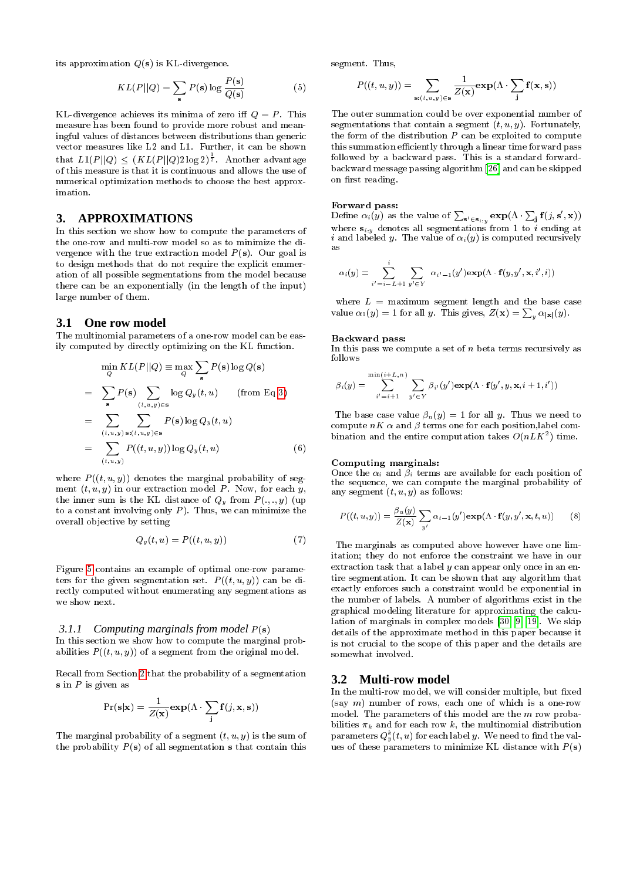its approximation $Q(\mathbf{s})$ is KL-divergence.

$$KL(P||Q) = \sum_{\mathbf{s}} P(\mathbf{s}) \log \frac{P(\mathbf{s})}{Q(\mathbf{s})} \tag{5}$$

KL-divergence achieves its minima of zero iff $Q = P$. This measure has been found to provide more robust and meaningful values of distances between distributions than generic vector measures like L2 and L1. Further, it can be shown that $L1(P||Q) \leq (KL(P||Q)2\log 2)^{\frac{1}{2}}$. Another advantage of this measure is that it is continuous and allows the use of numerical optimization methods to choose the best approximation.

## 3. APPROXIMATIONS

In this section we show how to compute the parameters of the one-row and multi-row model so as to minimize the divergence with the true extraction model $P(\mathbf{s})$. Our goal is to design methods that do not require the explicit enumeration of all possible segmentations from the model because there can be an exponentially (in the length of the input) large number of them.

### 3.1 One row model

The multinomial parameters of a one-row model can be easily computed by directly optimizing on the KL function.

$$
\begin{aligned}
\min_Q KL(P||Q) &\equiv \max_Q \sum_{\mathbf{s}} P(\mathbf{s}) \log Q(\mathbf{s}) \\
&= \sum_{\mathbf{s}} P(\mathbf{s}) \sum_{(t,u,y)\in\mathbf{s}} \log Q_y(t,u) \qquad \text{(from Eq 3)} \\
&= \sum_{(t,u,y)} \sum_{\mathbf{s}:(t,u,y)\in\mathbf{s}} P(\mathbf{s}) \log Q_y(t,u) \\
&= \sum_{(t,u,y)} P((t,u,y)) \log Q_y(t,u) \qquad (6)
\end{aligned}
$$

where $P((t,u,y))$ denotes the marginal probability of segment $(t,u,y)$ in our extraction model $P$. Now, for each $y$, the inner sum is the KL distance of $Q_y$ from $P(.,.,y)$ (up to a constant involving only $P$). Thus, we can minimize the overall objective by setting

$$Q_y(t,u) = P((t,u,y)) \tag{7}$$

Figure 5 contains an example of optimal one-row parameters for the given segmentation set. $P((t,u,y))$ can be directly computed without enumerating any segmentations as we show next.

#### 3.1.1 *Computing marginals from model $P(\mathbf{s})$*

In this section we show how to compute the marginal probabilities $P((t,u,y))$ of a segment from the original model.

Recall from Section 2 that the probability of a segmentation $\mathbf{s}$ in $P$ is given as

$$\Pr(\mathbf{s}|\mathbf{x}) = \frac{1}{Z(\mathbf{x})} \mathbf{exp}(\Lambda \cdot \sum_{\mathbf{j}} \mathbf{f}(j, \mathbf{x}, \mathbf{s}))$$

The marginal probability of a segment $(t,u,y)$ is the sum of the probability $P(\mathbf{s})$ of all segmentation $\mathbf{s}$ that contain this segment. Thus,

$$P((t,u,y)) = \sum_{\mathbf{s}:(t,u,y)\in\mathbf{s}} \frac{1}{Z(\mathbf{x})} \mathbf{exp}(\Lambda \cdot \sum_{\mathbf{j}} \mathbf{f}(\mathbf{x}, \mathbf{s}))$$

The outer summation could be over exponential number of segmentations that contain a segment $(t,u,y)$. Fortunately, the form of the distribution $P$ can be exploited to compute this summation efficiently through a linear time forward pass followed by a backward pass. This is a standard forward-backward message passing algorithm [26] and can be skipped on first reading.

**Forward pass:**
Define $\alpha_i(y)$ as the value of $\sum_{\mathbf{s}'\in\mathbf{s}_{i:y}} \mathbf{exp}(\Lambda \cdot \sum_{\mathbf{j}} \mathbf{f}(j, \mathbf{s}', \mathbf{x}))$ where $\mathbf{s}_{i:y}$ denotes all segmentations from 1 to $i$ ending at $i$ and labeled $y$. The value of $\alpha_i(y)$ is computed recursively as

$$\alpha_i(y) = \sum_{i'=i-L+1}^{i} \sum_{y'\in Y} \alpha_{i'-1}(y') \mathbf{exp}(\Lambda \cdot \mathbf{f}(y, y', \mathbf{x}, i', i))$$

where $L$ = maximum segment length and the base case value $\alpha_1(y) = 1$ for all $y$. This gives, $Z(\mathbf{x}) = \sum_y \alpha_{|\mathbf{x}|}(y)$.

**Backward pass:**
In this pass we compute a set of $n$ beta terms recursively as follows

$$\beta_i(y) = \sum_{i'=i+1}^{\min(i+L,n)} \sum_{y'\in Y} \beta_{i'}(y') \mathbf{exp}(\Lambda \cdot \mathbf{f}(y', y, \mathbf{x}, i+1, i'))$$

The base case value $\beta_n(y) = 1$ for all $y$. Thus we need to compute $nK$ $\alpha$ and $\beta$ terms one for each position,label combination and the entire computation takes $O(nLK^2)$ time.

**Computing marginals:**
Once the $\alpha_i$ and $\beta_i$ terms are available for each position of the sequence, we can compute the marginal probability of any segment $(t,u,y)$ as follows:

$$P((t,u,y)) = \frac{\beta_u(y)}{Z(\mathbf{x})} \sum_{y'} \alpha_{t-1}(y') \mathbf{exp}(\Lambda \cdot \mathbf{f}(y, y', \mathbf{x}, t, u)) \tag{8}$$

The marginals as computed above however have one limitation; they do not enforce the constraint we have in our extraction task that a label $y$ can appear only once in an entire segmentation. It can be shown that any algorithm that exactly enforces such a constraint would be exponential in the number of labels. A number of algorithms exist in the graphical modeling literature for approximating the calculation of marginals in complex models [30, 9, 19]. We skip details of the approximate method in this paper because it is not crucial to the scope of this paper and the details are somewhat involved.

### 3.2 Multi-row model

In the multi-row model, we will consider multiple, but fixed (say $m$) number of rows, each one of which is a one-row model. The parameters of this model are the $m$ row probabilities $\pi_k$ and for each row $k$, the multinomial distribution parameters $Q^k_y(t,u)$ for each label $y$. We need to find the values of these parameters to minimize KL distance with $P(\mathbf{s})$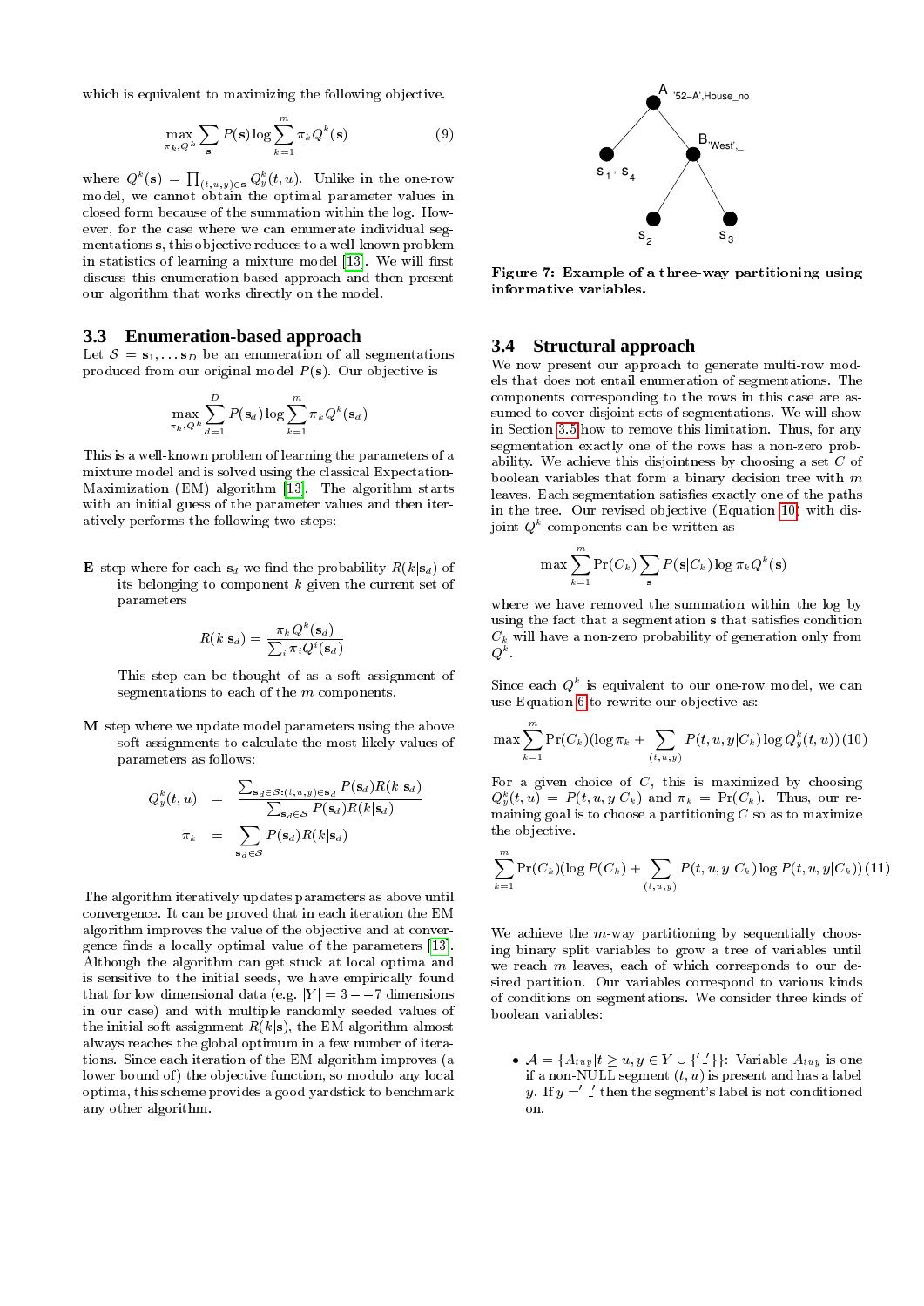which is equivalent to maximizing the following objective.

$$\max_{\pi_k, Q^k} \sum_{\mathbf{s}} P(\mathbf{s}) \log \sum_{k=1}^{m} \pi_k Q^k(\mathbf{s}) \tag{9}$$

where $Q^k(\mathbf{s}) = \prod_{(t,u,y)\in\mathbf{s}} Q^k_y(t,u)$. Unlike in the one-row model, we cannot obtain the optimal parameter values in closed form because of the summation within the log. However, for the case where we can enumerate individual segmentations $\mathbf{s}$, this objective reduces to a well-known problem in statistics of learning a mixture model [13]. We will first discuss this enumeration-based approach and then present our algorithm that works directly on the model.

## 3.3 Enumeration-based approach

Let $\mathcal{S} = \mathbf{s}_1, \ldots \mathbf{s}_D$ be an enumeration of all segmentations produced from our original model $P(\mathbf{s})$. Our objective is

$$\max_{\pi_k, Q^k} \sum_{d=1}^{D} P(\mathbf{s}_d) \log \sum_{k=1}^{m} \pi_k Q^k(\mathbf{s}_d)$$

This is a well-known problem of learning the parameters of a mixture model and is solved using the classical Expectation-Maximization (EM) algorithm [13]. The algorithm starts with an initial guess of the parameter values and then iteratively performs the following two steps:

**E** step where for each $\mathbf{s}_d$ we find the probability $R(k|\mathbf{s}_d)$ of its belonging to component $k$ given the current set of parameters

$$R(k|\mathbf{s}_d) = \frac{\pi_k Q^k(\mathbf{s}_d)}{\sum_i \pi_i Q^i(\mathbf{s}_d)}$$

This step can be thought of as a soft assignment of segmentations to each of the $m$ components.

**M** step where we update model parameters using the above soft assignments to calculate the most likely values of parameters as follows:

$$Q^k_y(t,u) = \frac{\sum_{\mathbf{s}_d\in\mathcal{S}:(t,u,y)\in\mathbf{s}_d} P(\mathbf{s}_d)R(k|\mathbf{s}_d)}{\sum_{\mathbf{s}_d\in\mathcal{S}} P(\mathbf{s}_d)R(k|\mathbf{s}_d)}$$

$$\pi_k = \sum_{\mathbf{s}_d\in\mathcal{S}} P(\mathbf{s}_d)R(k|\mathbf{s}_d)$$

The algorithm iteratively updates parameters as above until convergence. It can be proved that in each iteration the EM algorithm improves the value of the objective and at convergence finds a locally optimal value of the parameters [13]. Although the algorithm can get stuck at local optima and is sensitive to the initial seeds, we have empirically found that for low dimensional data (e.g. $|Y| = 3 - -7$ dimensions in our case) and with multiple randomly seeded values of the initial soft assignment $R(k|\mathbf{s})$, the EM algorithm almost always reaches the global optimum in a few number of iterations. Since each iteration of the EM algorithm improves (a lower bound of) the objective function, so modulo any local optima, this scheme provides a good yardstick to benchmark any other algorithm.

**Figure 7: Example of a three-way partitioning using informative variables.**

## 3.4 Structural approach

We now present our approach to generate multi-row models that does not entail enumeration of segmentations. The components corresponding to the rows in this case are assumed to cover disjoint sets of segmentations. We will show in Section 3.5 how to remove this limitation. Thus, for any segmentation exactly one of the rows has a non-zero probability. We achieve this disjointness by choosing a set $C$ of boolean variables that form a binary decision tree with $m$ leaves. Each segmentation satisfies exactly one of the paths in the tree. Our revised objective (Equation 10) with disjoint $Q^k$ components can be written as

$$\max \sum_{k=1}^{m} \Pr(C_k) \sum_{\mathbf{s}} P(\mathbf{s}|C_k) \log \pi_k Q^k(\mathbf{s})$$

where we have removed the summation within the log by using the fact that a segmentation $\mathbf{s}$ that satisfies condition $C_k$ will have a non-zero probability of generation only from $Q^k$.

Since each $Q^k$ is equivalent to our one-row model, we can use Equation 6 to rewrite our objective as:

$$\max \sum_{k=1}^{m} \Pr(C_k)(\log \pi_k + \sum_{(t,u,y)} P(t,u,y|C_k) \log Q^k_y(t,u)) \tag{10}$$

For a given choice of $C$, this is maximized by choosing $Q^k_y(t,u) = P(t,u,y|C_k)$ and $\pi_k = \Pr(C_k)$. Thus, our remaining goal is to choose a partitioning $C$ so as to maximize the objective.

$$\sum_{k=1}^{m} \Pr(C_k)(\log P(C_k) + \sum_{(t,u,y)} P(t,u,y|C_k) \log P(t,u,y|C_k)) \tag{11}$$

We achieve the $m$-way partitioning by sequentially choosing binary split variables to grow a tree of variables until we reach $m$ leaves, each of which corresponds to our desired partition. Our variables correspond to various kinds of conditions on segmentations. We consider three kinds of boolean variables:

- $\mathcal{A} = \{A_{tuy} | t \geq u, y \in Y \cup \{'\_'\}\}$: Variable $A_{tuy}$ is one if a non-NULL segment $(t,u)$ is present and has a label $y$. If $y = '\_'$ then the segment's label is not conditioned on.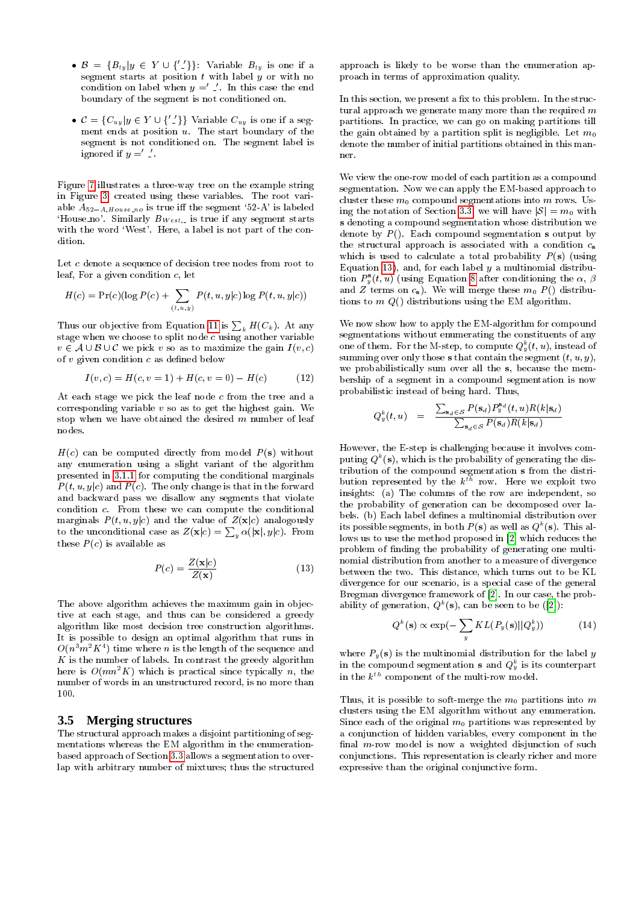- $\mathcal{B} = \{B_{ty} | y \in Y \cup \{'\_'\}\}$: Variable $B_{ty}$ is one if a segment starts at position $t$ with label $y$ or with no condition on label when $y = '\_'$. In this case the end boundary of the segment is not conditioned on.
- $\mathcal{C} = \{C_{uy} | y \in Y \cup \{'\_'\}\}$ Variable $C_{uy}$ is one if a segment ends at position $u$. The start boundary of the segment is not conditioned on. The segment label is ignored if $y = '\_'$.

Figure 7 illustrates a three-way tree on the example string in Figure 3 created using these variables. The root variable $A_{52-A,House\_no}$ is true iff the segment '52-A' is labeled 'House_no'. Similarly $B_{West,\_}$ is true if any segment starts with the word 'West'. Here, a label is not part of the condition.

Let $c$ denote a sequence of decision tree nodes from root to leaf, For a given condition $c$, let

$$H(c) = \Pr(c)(\log P(c) + \sum_{(t,u,y)} P(t,u,y|c) \log P(t,u,y|c))$$

Thus our objective from Equation 11 is $\sum_k H(C_k)$. At any stage when we choose to split node $c$ using another variable $v \in \mathcal{A} \cup \mathcal{B} \cup \mathcal{C}$ we pick $v$ so as to maximize the gain $I(v,c)$ of $v$ given condition $c$ as defined below

$$I(v,c) = H(c, v = 1) + H(c, v = 0) - H(c) \tag{12}$$

At each stage we pick the leaf node $c$ from the tree and a corresponding variable $v$ so as to get the highest gain. We stop when we have obtained the desired $m$ number of leaf nodes.

$H(c)$ can be computed directly from model $P(\mathbf{s})$ without any enumeration using a slight variant of the algorithm presented in 3.1.1 for computing the conditional marginals $P(t,u,y|c)$ and $P(c)$. The only change is that in the forward and backward pass we disallow any segments that violate condition $c$. From these we can compute the conditional marginals $P(t,u,y|c)$ and the value of $Z(\mathbf{x}|c)$ analogously to the unconditional case as $Z(\mathbf{x}|c) = \sum_y \alpha(|\mathbf{x}|, y|c)$. From these $P(c)$ is available as

$$P(c) = \frac{Z(\mathbf{x}|c)}{Z(\mathbf{x})} \tag{13}$$

The above algorithm achieves the maximum gain in objective at each stage, and thus can be considered a greedy algorithm like most decision tree construction algorithms. It is possible to design an optimal algorithm that runs in $O(n^3 m^2 K^4)$ time where $n$ is the length of the sequence and $K$ is the number of labels. In contrast the greedy algorithm here is $O(mn^2 K)$ which is practical since typically $n$, the number of words in an unstructured record, is no more than 100.

## 3.5 Merging structures

The structural approach makes a disjoint partitioning of segmentations whereas the EM algorithm in the enumeration-based approach of Section 3.3 allows a segmentation to overlap with arbitrary number of mixtures; thus the structured approach is likely to be worse than the enumeration approach in terms of approximation quality.

In this section, we present a fix to this problem. In the structural approach we generate many more than the required $m$ partitions. In practice, we can go on making partitions till the gain obtained by a partition split is negligible. Let $m_0$ denote the number of initial partitions obtained in this manner.

We view the one-row model of each partition as a compound segmentation. Now we can apply the EM-based approach to cluster these $m_0$ compound segmentations into $m$ rows. Using the notation of Section 3.3, we will have $|\mathcal{S}| = m_0$ with $\mathbf{s}$ denoting a compound segmentation whose distribution we denote by $P()$. Each compound segmentation $\mathbf{s}$ output by the structural approach is associated with a condition $c_{\mathbf{s}}$ which is used to calculate a total probability $P(\mathbf{s})$ (using Equation 13), and, for each label $y$ a multinomial distribution $P^{\mathbf{s}}_y(t,u)$ (using Equation 8 after conditioning the $\alpha$, $\beta$ and $Z$ terms on $c_{\mathbf{s}}$). We will merge these $m_0$ $P()$ distributions to $m$ $Q()$ distributions using the EM algorithm.

We now show how to apply the EM-algorithm for compound segmentations without enumerating the constituents of any one of them. For the M-step, to compute $Q^k_y(t,u)$, instead of summing over only those $\mathbf{s}$ that contain the segment $(t,u,y)$, we probabilistically sum over all the $\mathbf{s}$, because the membership of a segment in a compound segmentation is now probabilistic instead of being hard. Thus,

$$Q^k_y(t,u) = \frac{\sum_{\mathbf{s}_d \in \mathcal{S}} P(\mathbf{s}_d) P^{\mathbf{s}_d}_y(t,u) R(k|\mathbf{s}_d)}{\sum_{\mathbf{s}_d \in \mathcal{S}} P(\mathbf{s}_d) R(k|\mathbf{s}_d)}$$

However, the E-step is challenging because it involves computing $Q^k(\mathbf{s})$, which is the probability of generating the distribution of the compound segmentation $\mathbf{s}$ from the distribution represented by the $k^{th}$ row. Here we exploit two insights: (a) The columns of the row are independent, so the probability of generation can be decomposed over labels. (b) Each label defines a multinomial distribution over its possible segments, in both $P(\mathbf{s})$ as well as $Q^k(\mathbf{s})$. This allows us to use the method proposed in [2] which reduces the problem of finding the probability of generating one multinomial distribution from another to a measure of divergence between the two. This distance, which turns out to be KL divergence for our scenario, is a special case of the general Bregman divergence framework of [2]. In our case, the probability of generation, $Q^k(\mathbf{s})$, can be seen to be ([2]):

$$Q^k(\mathbf{s}) \propto \exp(-\sum_y KL(P_y(\mathbf{s}) || Q^k_y)) \tag{14}$$

where $P_y(\mathbf{s})$ is the multinomial distribution for the label $y$ in the compound segmentation $\mathbf{s}$ and $Q^k_y$ is its counterpart in the $k^{th}$ component of the multi-row model.

Thus, it is possible to soft-merge the $m_0$ partitions into $m$ clusters using the EM algorithm without any enumeration. Since each of the original $m_0$ partitions was represented by a conjunction of hidden variables, every component in the final $m$-row model is now a weighted disjunction of such conjunctions. This representation is clearly richer and more expressive than the original conjunctive form.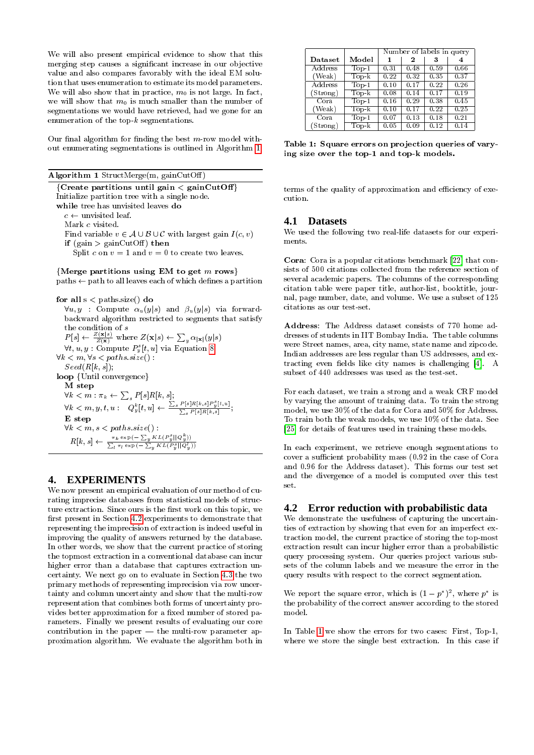We will also present empirical evidence to show that this merging step causes a significant increase in our objective value and also compares favorably with the ideal EM solution that uses enumeration to estimate its model parameters. We will also show that in practice, $m_0$ is not large. In fact, we will show that $m_0$ is much smaller than the number of segmentations we would have retrieved, had we gone for an enumeration of the top-$k$ segmentations.

Our final algorithm for finding the best $m$-row model without enumerating segmentations is outlined in Algorithm 1.

---

**Algorithm 1** StructMerge(m, gainCutOff)

---

{**Create partitions until gain < gainCutOff**}
Initialize partition tree with a single node.
**while** tree has unvisited leaves **do**
  $c \leftarrow$ unvisited leaf.
  Mark $c$ visited.
  Find variable $v \in \mathcal{A} \cup \mathcal{B} \cup \mathcal{C}$ with largest gain $I(c, v)$
  **if** (gain > gainCutOff) **then**
    Split $c$ on $v = 1$ and $v = 0$ to create two leaves.

{**Merge partitions using EM to get $m$ rows**}
paths ← path to all leaves each of which defines a partition

**for all** s < paths.size() **do**
  $\forall u, y$ : Compute $\alpha_u(y|s)$ and $\beta_u(y|s)$ via forward-backward algorithm restricted to segments that satisfy the condition of $s$
  $P[s] \leftarrow \frac{Z(\mathbf{x}|s)}{Z(\mathbf{x})}$ where $Z(\mathbf{x}|s) \leftarrow \sum_y \alpha_{|\mathbf{x}|}(y|s)$
  $\forall t, u, y$ : Compute $P_y^s[t, u]$ via Equation 8
$\forall k < m, \forall s < paths.size()$ :
  $Seed(R[k, s])$;
**loop** {Until convergence}
  **M step**
  $\forall k < m : \pi_k \leftarrow \sum_s P[s]R[k, s]$;
  $\forall k < m, y, t, u : \quad Q_y^k[t, u] \leftarrow \frac{\sum_s P[s]R[k,s]P_y^s[t,u]}{\sum_s P[s]R[k,s]}$;
  **E step**
  $\forall k < m, s < paths.size()$ :
  $R[k, s] \leftarrow \frac{\pi_k \exp(-\sum_y KL(P_y^s||Q_y^k))}{\sum_l \pi_l \exp(-\sum_y KL(P_y^s||Q_y^l))}$

---

# 4. EXPERIMENTS

We now present an empirical evaluation of our method of curating imprecise databases from statistical models of structure extraction. Since ours is the first work on this topic, we first present in Section 4.2 experiments to demonstrate that representing the imprecision of extraction is indeed useful in improving the quality of answers returned by the database. In other words, we show that the current practice of storing the topmost extraction in a conventional database can incur higher error than a database that captures extraction uncertainty. We next go on to evaluate in Section 4.3 the two primary methods of representing imprecision via row uncertainty and column uncertainty and show that the multi-row representation that combines both forms of uncertainty provides better approximation for a fixed number of stored parameters. Finally we present results of evaluating our core contribution in the paper — the multi-row parameter approximation algorithm. We evaluate the algorithm both in terms of the quality of approximation and efficiency of execution.

| Dataset | Model | Number of labels in query | | | |
|---|---|---|---|---|---|
| | | **1** | **2** | **3** | **4** |
| Address (Weak) | Top-1 | 0.31 | 0.48 | 0.59 | 0.66 |
| | Top-k | 0.22 | 0.32 | 0.35 | 0.37 |
| Address (Strong) | Top-1 | 0.10 | 0.17 | 0.22 | 0.26 |
| | Top-k | 0.08 | 0.14 | 0.17 | 0.19 |
| Cora (Weak) | Top-1 | 0.16 | 0.29 | 0.38 | 0.45 |
| | Top-k | 0.10 | 0.17 | 0.22 | 0.25 |
| Cora (Strong) | Top-1 | 0.07 | 0.13 | 0.18 | 0.21 |
| | Top-k | 0.05 | 0.09 | 0.12 | 0.14 |

**Table 1: Square errors on projection queries of varying size over the top-1 and top-k models.**

## 4.1 Datasets

We used the following two real-life datasets for our experiments.

**Cora**: Cora is a popular citations benchmark [22] that consists of 500 citations collected from the reference section of several academic papers. The columns of the corresponding citation table were paper title, author-list, booktitle, journal, page number, date, and volume. We use a subset of 125 citations as our test-set.

**Address**: The Address dataset consists of 770 home addresses of students in IIT Bombay India. The table columns were Street names, area, city name, state name and zipcode. Indian addresses are less regular than US addresses, and extracting even fields like city names is challenging [4]. A subset of 440 addresses was used as the test-set.

For each dataset, we train a strong and a weak CRF model by varying the amount of training data. To train the strong model, we use 30% of the data for Cora and 50% for Address. To train both the weak models, we use 10% of the data. See [25] for details of features used in training these models.

In each experiment, we retrieve enough segmentations to cover a sufficient probability mass (0.92 in the case of Cora and 0.96 for the Address dataset). This forms our test set and the divergence of a model is computed over this test set.

## 4.2 Error reduction with probabilistic data

We demonstrate the usefulness of capturing the uncertainties of extraction by showing that even for an imperfect extraction model, the current practice of storing the top-most extraction result can incur higher error than a probabilistic query processing system. Our queries project various subsets of the column labels and we measure the error in the query results with respect to the correct segmentation.

We report the square error, which is $(1 - p^*)^2$, where $p^*$ is the probability of the correct answer according to the stored model.

In Table 1 we show the errors for two cases: First, Top-1, where we store the single best extraction. In this case if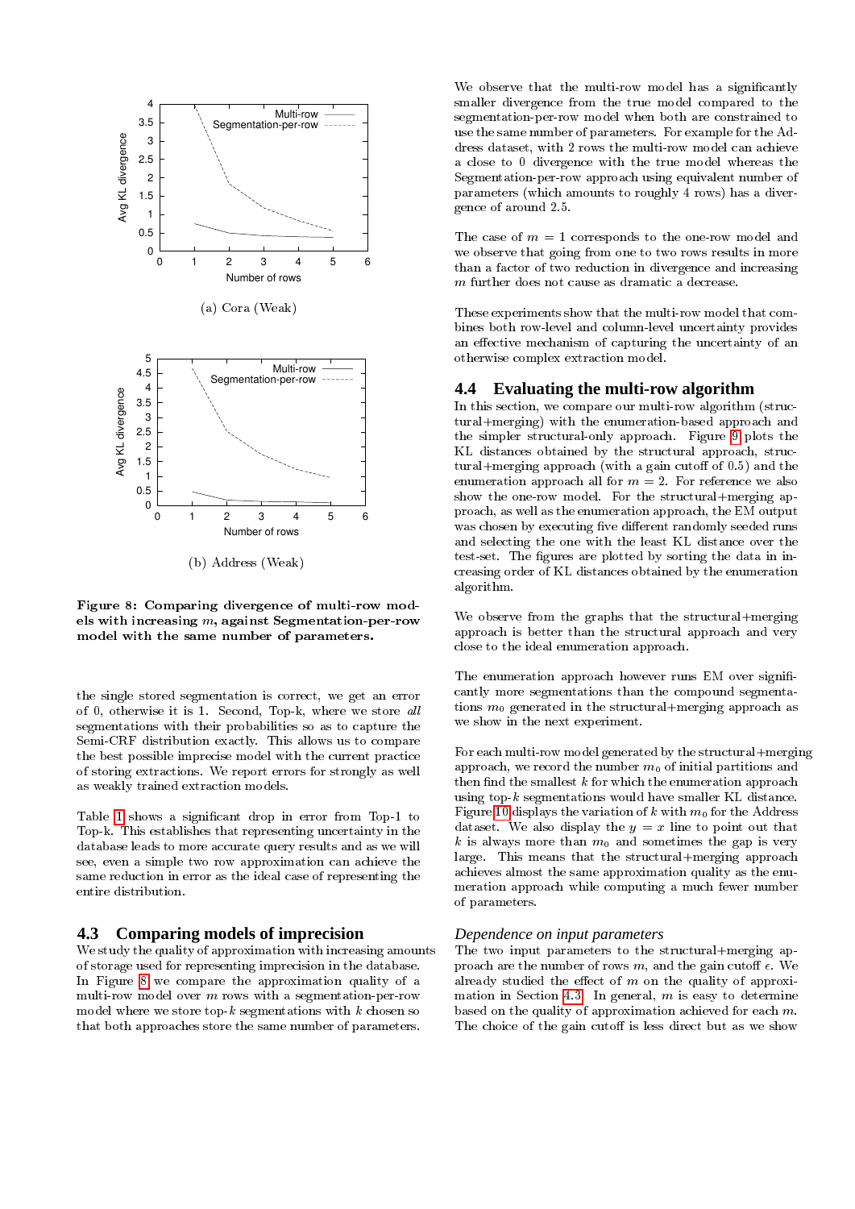(a) Cora (Weak)

(b) Address (Weak)

**Figure 8: Comparing divergence of multi-row models with increasing $m$, against Segmentation-per-row model with the same number of parameters.**

the single stored segmentation is correct, we get an error of 0, otherwise it is 1. Second, Top-k, where we store *all* segmentations with their probabilities so as to capture the Semi-CRF distribution exactly. This allows us to compare the best possible imprecise model with the current practice of storing extractions. We report errors for strongly as well as weakly trained extraction models.

Table 1 shows a significant drop in error from Top-1 to Top-k. This establishes that representing uncertainty in the database leads to more accurate query results and as we will see, even a simple two row approximation can achieve the same reduction in error as the ideal case of representing the entire distribution.

## 4.3 Comparing models of imprecision

We study the quality of approximation with increasing amounts of storage used for representing imprecision in the database. In Figure 8 we compare the approximation quality of a multi-row model over $m$ rows with a segmentation-per-row model where we store top-$k$ segmentations with $k$ chosen so that both approaches store the same number of parameters.

We observe that the multi-row model has a significantly smaller divergence from the true model compared to the segmentation-per-row model when both are constrained to use the same number of parameters. For example for the Address dataset, with 2 rows the multi-row model can achieve a close to 0 divergence with the true model whereas the Segmentation-per-row approach using equivalent number of parameters (which amounts to roughly 4 rows) has a divergence of around 2.5.

The case of $m = 1$ corresponds to the one-row model and we observe that going from one to two rows results in more than a factor of two reduction in divergence and increasing $m$ further does not cause as dramatic a decrease.

These experiments show that the multi-row model that combines both row-level and column-level uncertainty provides an effective mechanism of capturing the uncertainty of an otherwise complex extraction model.

## 4.4 Evaluating the multi-row algorithm

In this section, we compare our multi-row algorithm (structural+merging) with the enumeration-based approach and the simpler structural-only approach. Figure 9 plots the KL distances obtained by the structural approach, structural+merging approach (with a gain cutoff of 0.5) and the enumeration approach all for $m = 2$. For reference we also show the one-row model. For the structural+merging approach, as well as the enumeration approach, the EM output was chosen by executing five different randomly seeded runs and selecting the one with the least KL distance over the test-set. The figures are plotted by sorting the data in increasing order of KL distances obtained by the enumeration algorithm.

We observe from the graphs that the structural+merging approach is better than the structural approach and very close to the ideal enumeration approach.

The enumeration approach however runs EM over significantly more segmentations than the compound segmentations $m_0$ generated in the structural+merging approach as we show in the next experiment.

For each multi-row model generated by the structural+merging approach, we record the number $m_0$ of initial partitions and then find the smallest $k$ for which the enumeration approach using top-$k$ segmentations would have smaller KL distance. Figure 10 displays the variation of $k$ with $m_0$ for the Address dataset. We also display the $y = x$ line to point out that $k$ is always more than $m_0$ and sometimes the gap is very large. This means that the structural+merging approach achieves almost the same approximation quality as the enumeration approach while computing a much fewer number of parameters.

### *Dependence on input parameters*

The two input parameters to the structural+merging approach are the number of rows $m$, and the gain cutoff $\epsilon$. We already studied the effect of $m$ on the quality of approximation in Section 4.3. In general, $m$ is easy to determine based on the quality of approximation achieved for each $m$. The choice of the gain cutoff is less direct but as we show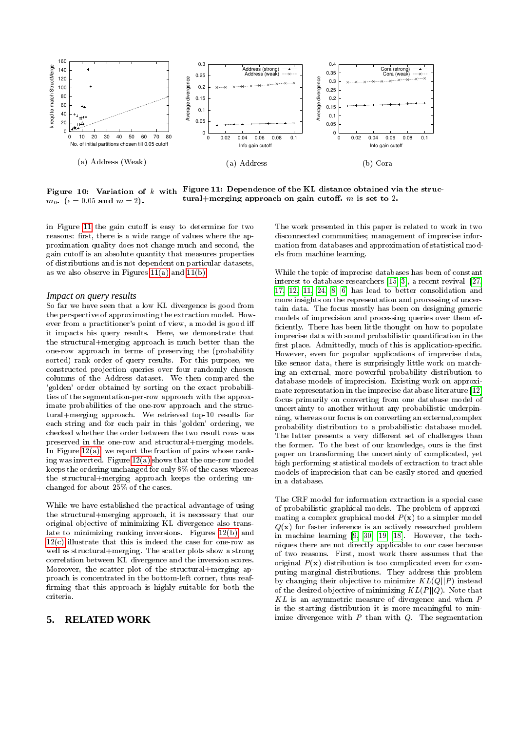(a) Address (Weak)

**Figure 10: Variation of $k$ with $m_0$. ($\epsilon = 0.05$ and $m = 2$).**

(a) Address

(b) Cora

**Figure 11: Dependence of the KL distance obtained via the structural+merging approach on gain cutoff. $m$ is set to 2.**

in Figure 11 the gain cutoff is easy to determine for two reasons: first, there is a wide range of values where the approximation quality does not change much and second, the gain cutoff is an absolute quantity that measures properties of distributions and is not dependent on particular datasets, as we also observe in Figures 11(a) and 11(b).

### *Impact on query results*

So far we have seen that a low KL divergence is good from the perspective of approximating the extraction model. However from a practitioner's point of view, a model is good iff it impacts his query results. Here, we demonstrate that the structural+merging approach is much better than the one-row approach in terms of preserving the (probability sorted) rank order of query results. For this purpose, we constructed projection queries over four randomly chosen columns of the Address dataset. We then compared the 'golden' order obtained by sorting on the exact probabilities of the segmentation-per-row approach with the approximate probabilities of the one-row approach and the structural+merging approach. We retrieved top-10 results for each string and for each pair in this 'golden' ordering, we checked whether the order between the two result rows was preserved in the one-row and structural+merging models. In Figure 12(a), we report the fraction of pairs whose ranking was inverted. Figure 12(a) shows that the one-row model keeps the ordering unchanged for only 8% of the cases whereas the structural+merging approach keeps the ordering unchanged for about 25% of the cases.

While we have established the practical advantage of using the structural+merging approach, it is necessary that our original objective of minimizing KL divergence also translate to minimizing ranking inversions. Figures 12(b) and 12(c) illustrate that this is indeed the case for one-row as well as structural+merging. The scatter plots show a strong correlation between KL divergence and the inversion scores. Moreover, the scatter plot of the structural+merging approach is concentrated in the bottom-left corner, thus reaffirming that this approach is highly suitable for both the criteria.

## 5. RELATED WORK

The work presented in this paper is related to work in two disconnected communities; management of imprecise information from databases and approximation of statistical models from machine learning.

While the topic of imprecise databases has been of constant interest to database researchers [15, 3], a recent revival [27, 17, 12, 11, 24, 8, 6] has lead to better consolidation and more insights on the representation and processing of uncertain data. The focus mostly has been on designing generic models of imprecision and processing queries over them efficiently. There has been little thought on how to populate imprecise data with sound probabilistic quantification in the first place. Admittedly, much of this is application-specific. However, even for popular applications of imprecise data, like sensor data, there is surprisingly little work on matching an external, more powerful probability distribution to database models of imprecision. Existing work on approximate representation in the imprecise database literature [12] focus primarily on converting from one database model of uncertainty to another without any probabilistic underpinning, whereas our focus is on converting an external,complex probability distribution to a probabilistic database model. The latter presents a very different set of challenges than the former. To the best of our knowledge, ours is the first paper on transforming the uncertainty of complicated, yet high performing statistical models of extraction to tractable models of imprecision that can be easily stored and queried in a database.

The CRF model for information extraction is a special case of probabilistic graphical models. The problem of approximating a complex graphical model $P(\mathbf{x})$ to a simpler model $Q(\mathbf{x})$ for faster inference is an actively researched problem in machine learning [9, 30, 19, 18]. However, the techniques there are not directly applicable to our case because of two reasons. First, most work there assumes that the original $P(\mathbf{x})$ distribution is too complicated even for computing marginal distributions. They address this problem by changing their objective to minimize $KL(Q||P)$ instead of the desired objective of minimizing $KL(P\|Q)$. Note that $KL$ is an asymmetric measure of divergence and when $P$ is the starting distribution it is more meaningful to minimize divergence with $P$ than with $Q$. The segmentation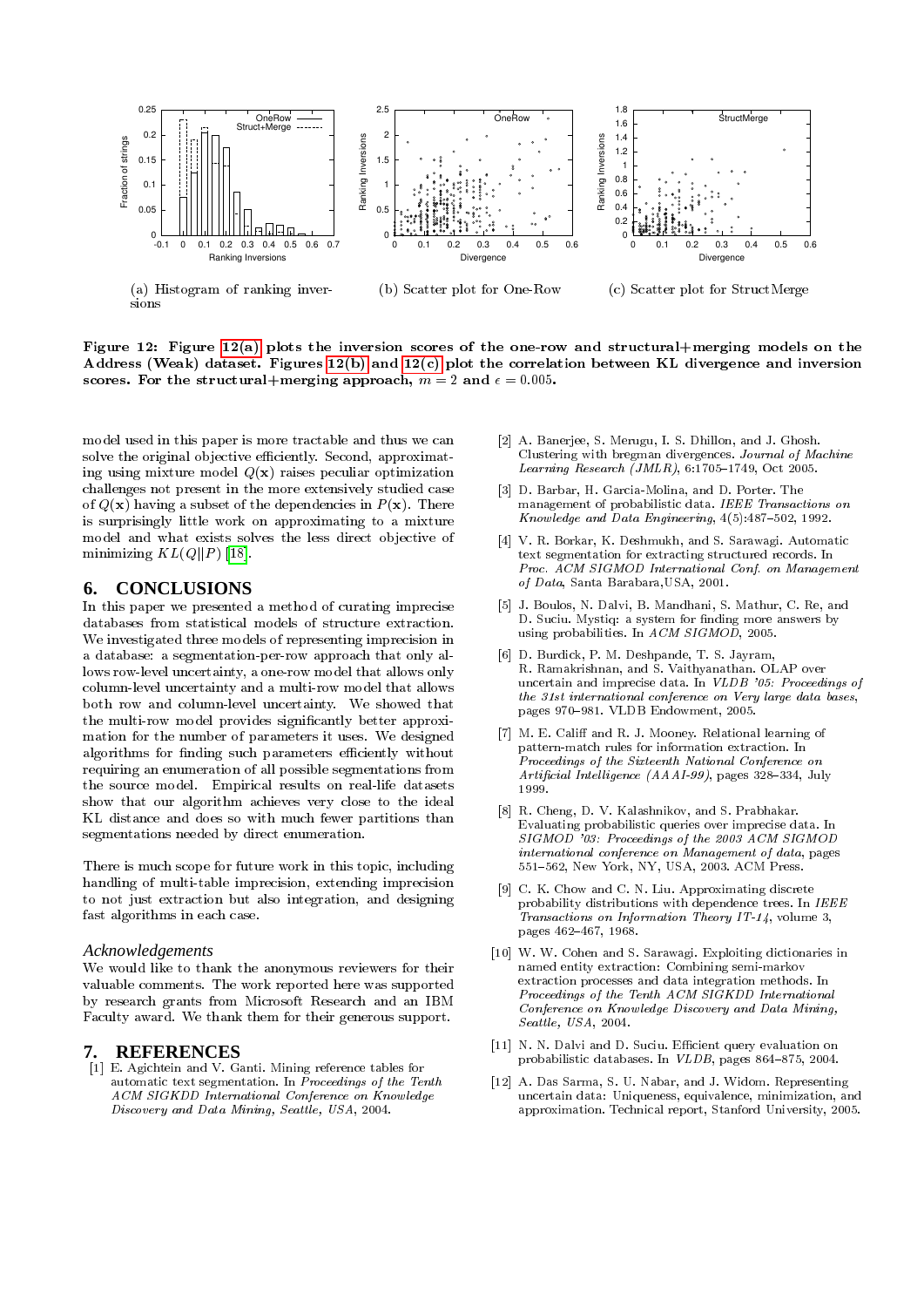(a) Histogram of ranking inversions

(b) Scatter plot for One-Row

(c) Scatter plot for StructMerge

**Figure 12: Figure 12(a) plots the inversion scores of the one-row and structural+merging models on the Address (Weak) dataset. Figures 12(b) and 12(c) plot the correlation between KL divergence and inversion scores. For the structural+merging approach, $m = 2$ and $\epsilon = 0.005$.**

model used in this paper is more tractable and thus we can solve the original objective efficiently. Second, approximating using mixture model $Q(\mathbf{x})$ raises peculiar optimization challenges not present in the more extensively studied case of $Q(\mathbf{x})$ having a subset of the dependencies in $P(\mathbf{x})$. There is surprisingly little work on approximating to a mixture model and what exists solves the less direct objective of minimizing $KL(Q\|P)$ [18].

## 6. CONCLUSIONS

In this paper we presented a method of curating imprecise databases from statistical models of structure extraction. We investigated three models of representing imprecision in a database: a segmentation-per-row approach that only allows row-level uncertainty, a one-row model that allows only column-level uncertainty and a multi-row model that allows both row and column-level uncertainty. We showed that the multi-row model provides significantly better approximation for the number of parameters it uses. We designed algorithms for finding such parameters efficiently without requiring an enumeration of all possible segmentations from the source model. Empirical results on real-life datasets show that our algorithm achieves very close to the ideal KL distance and does so with much fewer partitions than segmentations needed by direct enumeration.

There is much scope for future work in this topic, including handling of multi-table imprecision, extending imprecision to not just extraction but also integration, and designing fast algorithms in each case.

### *Acknowledgements*

We would like to thank the anonymous reviewers for their valuable comments. The work reported here was supported by research grants from Microsoft Research and an IBM Faculty award. We thank them for their generous support.

## 7. REFERENCES

[1] E. Agichtein and V. Ganti. Mining reference tables for automatic text segmentation. In *Proceedings of the Tenth ACM SIGKDD International Conference on Knowledge Discovery and Data Mining, Seattle, USA*, 2004.

[2] A. Banerjee, S. Merugu, I. S. Dhillon, and J. Ghosh. Clustering with bregman divergences. *Journal of Machine Learning Research (JMLR)*, 6:1705–1749, Oct 2005.

[3] D. Barbar, H. Garcia-Molina, and D. Porter. The management of probabilistic data. *IEEE Transactions on Knowledge and Data Engineering*, 4(5):487–502, 1992.

[4] V. R. Borkar, K. Deshmukh, and S. Sarawagi. Automatic text segmentation for extracting structured records. In *Proc. ACM SIGMOD International Conf. on Management of Data*, Santa Barbara,USA, 2001.

[5] J. Boulos, N. Dalvi, B. Mandhani, S. Mathur, C. Re, and D. Suciu. Mystiq: a system for finding more answers by using probabilities. In *ACM SIGMOD*, 2005.

[6] D. Burdick, P. M. Deshpande, T. S. Jayram, R. Ramakrishnan, and S. Vaithyanathan. OLAP over uncertain and imprecise data. In *VLDB '05: Proceedings of the 31st international conference on Very large data bases*, pages 970–981. VLDB Endowment, 2005.

[7] M. E. Califf and R. J. Mooney. Relational learning of pattern-match rules for information extraction. In *Proceedings of the Sixteenth National Conference on Artificial Intelligence (AAAI-99)*, pages 328–334, July 1999.

[8] R. Cheng, D. V. Kalashnikov, and S. Prabhakar. Evaluating probabilistic queries over imprecise data. In *SIGMOD '03: Proceedings of the 2003 ACM SIGMOD international conference on Management of data*, pages 551–562, New York, NY, USA, 2003. ACM Press.

[9] C. K. Chow and C. N. Liu. Approximating discrete probability distributions with dependence trees. In *IEEE Transactions on Information Theory IT-14*, volume 3, pages 462–467, 1968.

[10] W. W. Cohen and S. Sarawagi. Exploiting dictionaries in named entity extraction: Combining semi-markov extraction processes and data integration methods. In *Proceedings of the Tenth ACM SIGKDD International Conference on Knowledge Discovery and Data Mining, Seattle, USA*, 2004.

[11] N. N. Dalvi and D. Suciu. Efficient query evaluation on probabilistic databases. In *VLDB*, pages 864–875, 2004.

[12] A. Das Sarma, S. U. Nabar, and J. Widom. Representing uncertain data: Uniqueness, equivalence, minimization, and approximation. Technical report, Stanford University, 2005.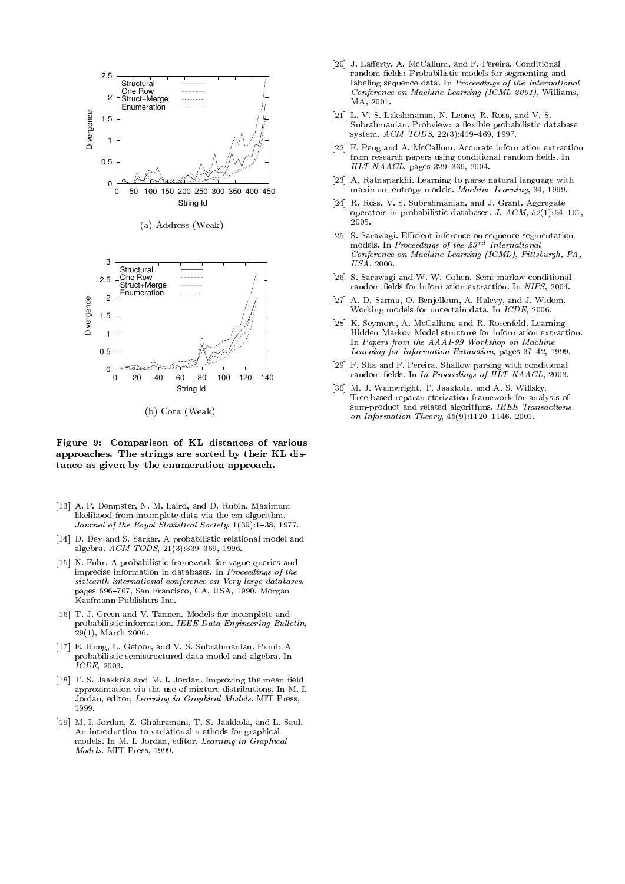Structural
One Row
Struct+Merge
Enumeration

Divergence

2.5
2
1.5
1
0.5
0

0 50 100 150 200 250 300 350 400 450

String Id

(a) Address (Weak)

Structural
One Row
Struct+Merge
Enumeration

Divergence

3
2.5
2
1.5
1
0.5
0

0 20 40 60 80 100 120 140

String Id

(b) Cora (Weak)

**Figure 9: Comparison of KL distances of various approaches. The strings are sorted by their KL distance as given by the enumeration approach.**

[13] A. P. Dempster, N. M. Laird, and D. Rubin. Maximum likelihood from incomplete data via the em algorithm. *Journal of the Royal Statistical Society*, 1(39):1–38, 1977.

[14] D. Dey and S. Sarkar. A probabilistic relational model and algebra. *ACM TODS*, 21(3):339–369, 1996.

[15] N. Fuhr. A probabilistic framework for vague queries and imprecise information in databases. In *Proceedings of the sixteenth international conference on Very large databases*, pages 696–707, San Francisco, CA, USA, 1990. Morgan Kaufmann Publishers Inc.

[16] T. J. Green and V. Tannen. Models for incomplete and probabilistic information. *IEEE Data Engineering Bulletin*, 29(1), March 2006.

[17] E. Hung, L. Getoor, and V. S. Subrahmanian. Pxml: A probabilistic semistructured data model and algebra. In *ICDE*, 2003.

[18] T. S. Jaakkola and M. I. Jordan. Improving the mean field approximation via the use of mixture distributions. In M. I. Jordan, editor, *Learning in Graphical Models*. MIT Press, 1999.

[19] M. I. Jordan, Z. Ghahramani, T. S. Jaakkola, and L. Saul. An introduction to variational methods for graphical models. In M. I. Jordan, editor, *Learning in Graphical Models*. MIT Press, 1999.

[20] J. Lafferty, A. McCallum, and F. Pereira. Conditional random fields: Probabilistic models for segmenting and labeling sequence data. In *Proceedings of the International Conference on Machine Learning (ICML-2001)*, Williams, MA, 2001.

[21] L. V. S. Lakshmanan, N. Leone, R. Ross, and V. S. Subrahmanian. Probview: a flexible probabilistic database system. *ACM TODS*, 22(3):419–469, 1997.

[22] F. Peng and A. McCallum. Accurate information extraction from research papers using conditional random fields. In *HLT-NAACL*, pages 329–336, 2004.

[23] A. Ratnaparkhi. Learning to parse natural language with maximum entropy models. *Machine Learning*, 34, 1999.

[24] R. Ross, V. S. Subrahmanian, and J. Grant. Aggregate operators in probabilistic databases. *J. ACM*, 52(1):54–101, 2005.

[25] S. Sarawagi. Efficient inference on sequence segmentation models. In *Proceedings of the 23$^{rd}$ International Conference on Machine Learning (ICML), Pittsburgh, PA, USA*, 2006.

[26] S. Sarawagi and W. W. Cohen. Semi-markov conditional random fields for information extraction. In *NIPS*, 2004.

[27] A. D. Sarma, O. Benjelloun, A. Halevy, and J. Widom. Working models for uncertain data. In *ICDE*, 2006.

[28] K. Seymore, A. McCallum, and R. Rosenfeld. Learning Hidden Markov Model structure for information extraction. In *Papers from the AAAI-99 Workshop on Machine Learning for Information Extraction*, pages 37–42, 1999.

[29] F. Sha and F. Pereira. Shallow parsing with conditional random fields. In *In Proceedings of HLT-NAACL*, 2003.

[30] M. J. Wainwright, T. Jaakkola, and A. S. Willsky. Tree-based reparameterization framework for analysis of sum-product and related algorithms. *IEEE Transactions on Information Theory*, 45(9):1120–1146, 2001.